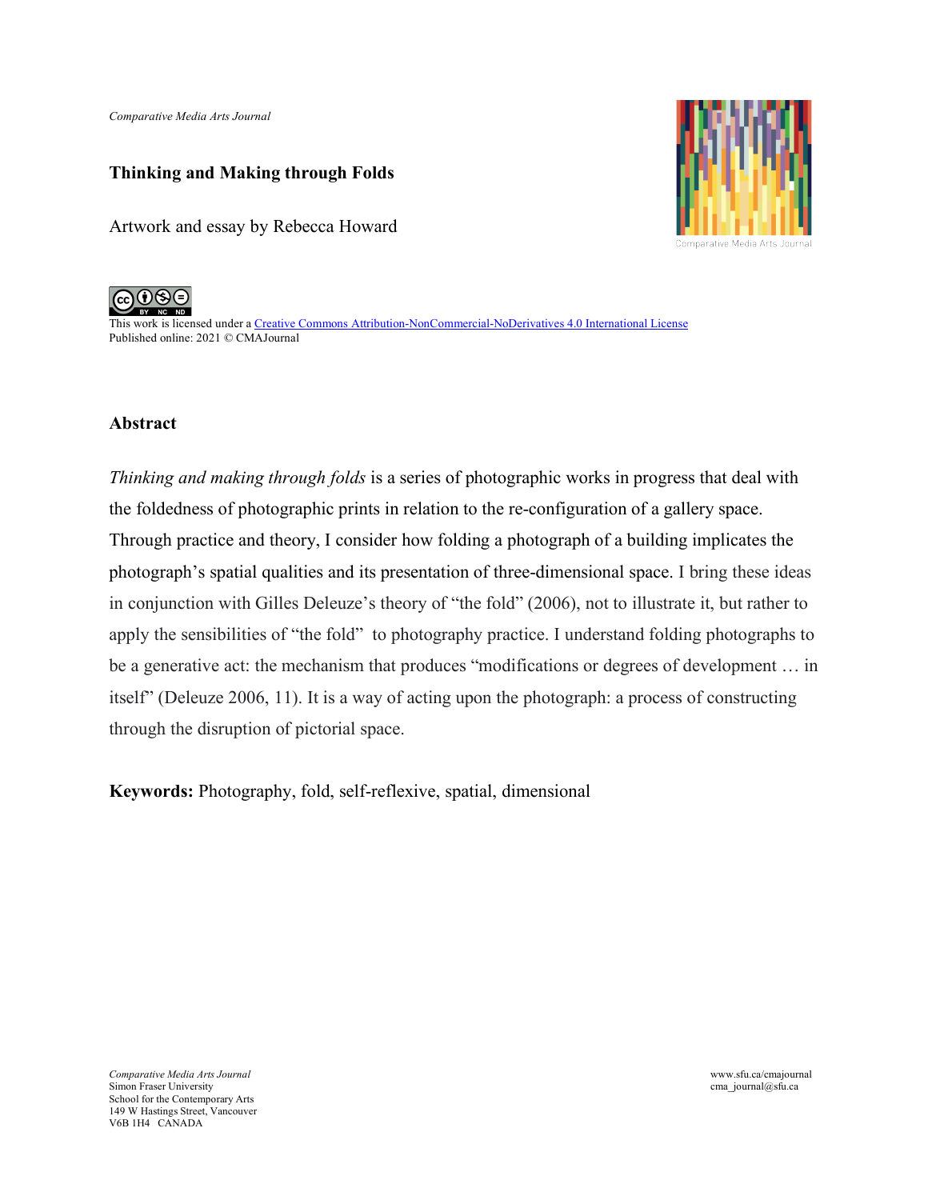*Comparative Media Arts Journal*

## Thinking and Making through Folds

Artwork and essay by Rebecca Howard

This work is licensed under a Creative Commons Attribution-NonCommercial-NoDerivatives 4.0 International License
Published online: 2021 © CMAJournal

### Abstract

*Thinking and making through folds* is a series of photographic works in progress that deal with the foldedness of photographic prints in relation to the re-configuration of a gallery space. Through practice and theory, I consider how folding a photograph of a building implicates the photograph's spatial qualities and its presentation of three-dimensional space. I bring these ideas in conjunction with Gilles Deleuze's theory of "the fold" (2006), not to illustrate it, but rather to apply the sensibilities of "the fold" to photography practice. I understand folding photographs to be a generative act: the mechanism that produces "modifications or degrees of development … in itself" (Deleuze 2006, 11). It is a way of acting upon the photograph: a process of constructing through the disruption of pictorial space.

**Keywords:** Photography, fold, self-reflexive, spatial, dimensional

*Comparative Media Arts Journal*
Simon Fraser University
School for the Contemporary Arts
149 W Hastings Street, Vancouver
V6B 1H4 CANADA

www.sfu.ca/cmajournal
cma_journal@sfu.ca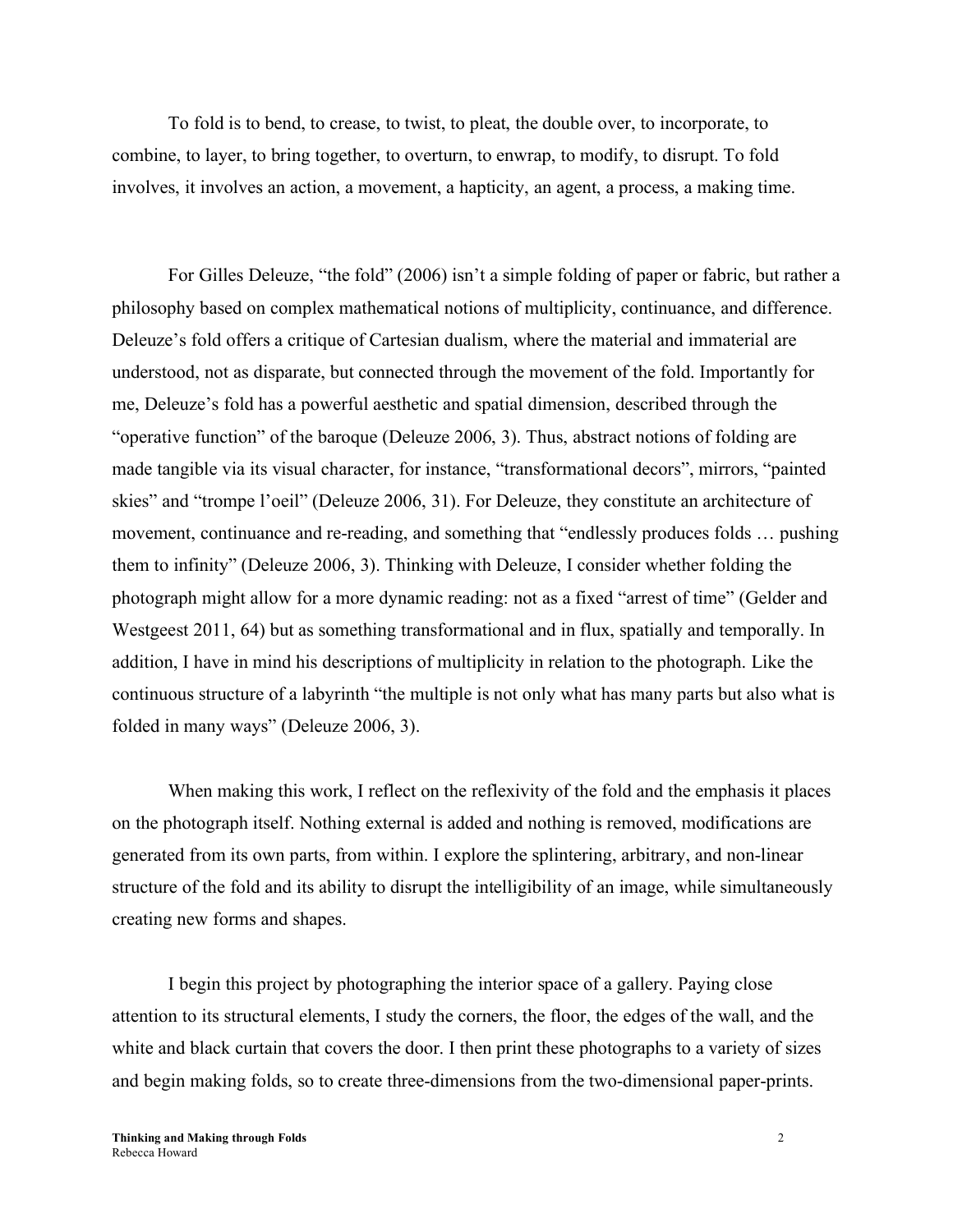To fold is to bend, to crease, to twist, to pleat, the double over, to incorporate, to combine, to layer, to bring together, to overturn, to enwrap, to modify, to disrupt. To fold involves, it involves an action, a movement, a hapticity, an agent, a process, a making time.

For Gilles Deleuze, "the fold" (2006) isn't a simple folding of paper or fabric, but rather a philosophy based on complex mathematical notions of multiplicity, continuance, and difference. Deleuze's fold offers a critique of Cartesian dualism, where the material and immaterial are understood, not as disparate, but connected through the movement of the fold. Importantly for me, Deleuze's fold has a powerful aesthetic and spatial dimension, described through the "operative function" of the baroque (Deleuze 2006, 3). Thus, abstract notions of folding are made tangible via its visual character, for instance, "transformational decors", mirrors, "painted skies" and "trompe l'oeil" (Deleuze 2006, 31). For Deleuze, they constitute an architecture of movement, continuance and re-reading, and something that "endlessly produces folds … pushing them to infinity" (Deleuze 2006, 3). Thinking with Deleuze, I consider whether folding the photograph might allow for a more dynamic reading: not as a fixed "arrest of time" (Gelder and Westgeest 2011, 64) but as something transformational and in flux, spatially and temporally. In addition, I have in mind his descriptions of multiplicity in relation to the photograph. Like the continuous structure of a labyrinth "the multiple is not only what has many parts but also what is folded in many ways" (Deleuze 2006, 3).

When making this work, I reflect on the reflexivity of the fold and the emphasis it places on the photograph itself. Nothing external is added and nothing is removed, modifications are generated from its own parts, from within. I explore the splintering, arbitrary, and non-linear structure of the fold and its ability to disrupt the intelligibility of an image, while simultaneously creating new forms and shapes.

I begin this project by photographing the interior space of a gallery. Paying close attention to its structural elements, I study the corners, the floor, the edges of the wall, and the white and black curtain that covers the door. I then print these photographs to a variety of sizes and begin making folds, so to create three-dimensions from the two-dimensional paper-prints.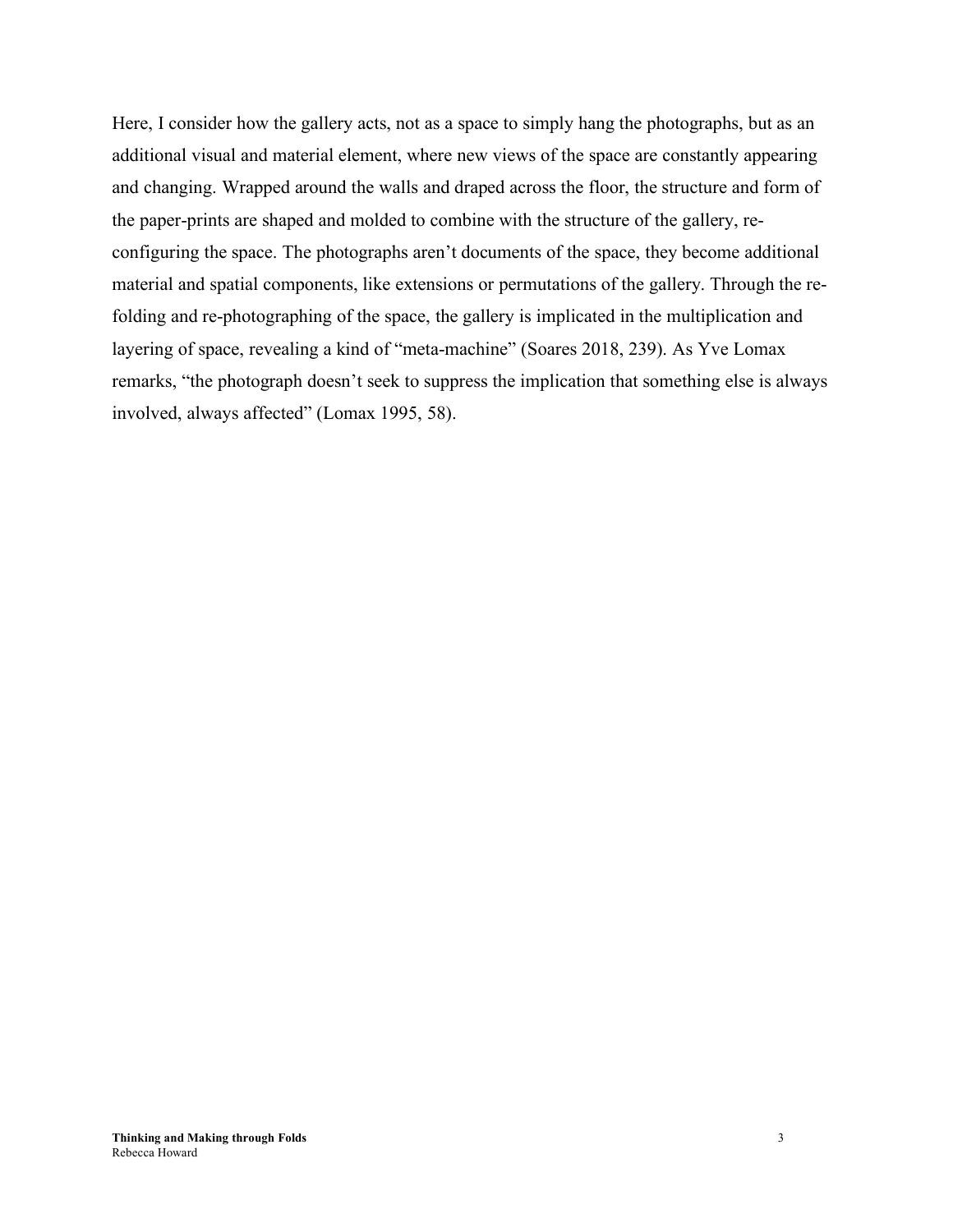Here, I consider how the gallery acts, not as a space to simply hang the photographs, but as an additional visual and material element, where new views of the space are constantly appearing and changing. Wrapped around the walls and draped across the floor, the structure and form of the paper-prints are shaped and molded to combine with the structure of the gallery, re-configuring the space. The photographs aren't documents of the space, they become additional material and spatial components, like extensions or permutations of the gallery. Through the re-folding and re-photographing of the space, the gallery is implicated in the multiplication and layering of space, revealing a kind of "meta-machine" (Soares 2018, 239). As Yve Lomax remarks, "the photograph doesn't seek to suppress the implication that something else is always involved, always affected" (Lomax 1995, 58).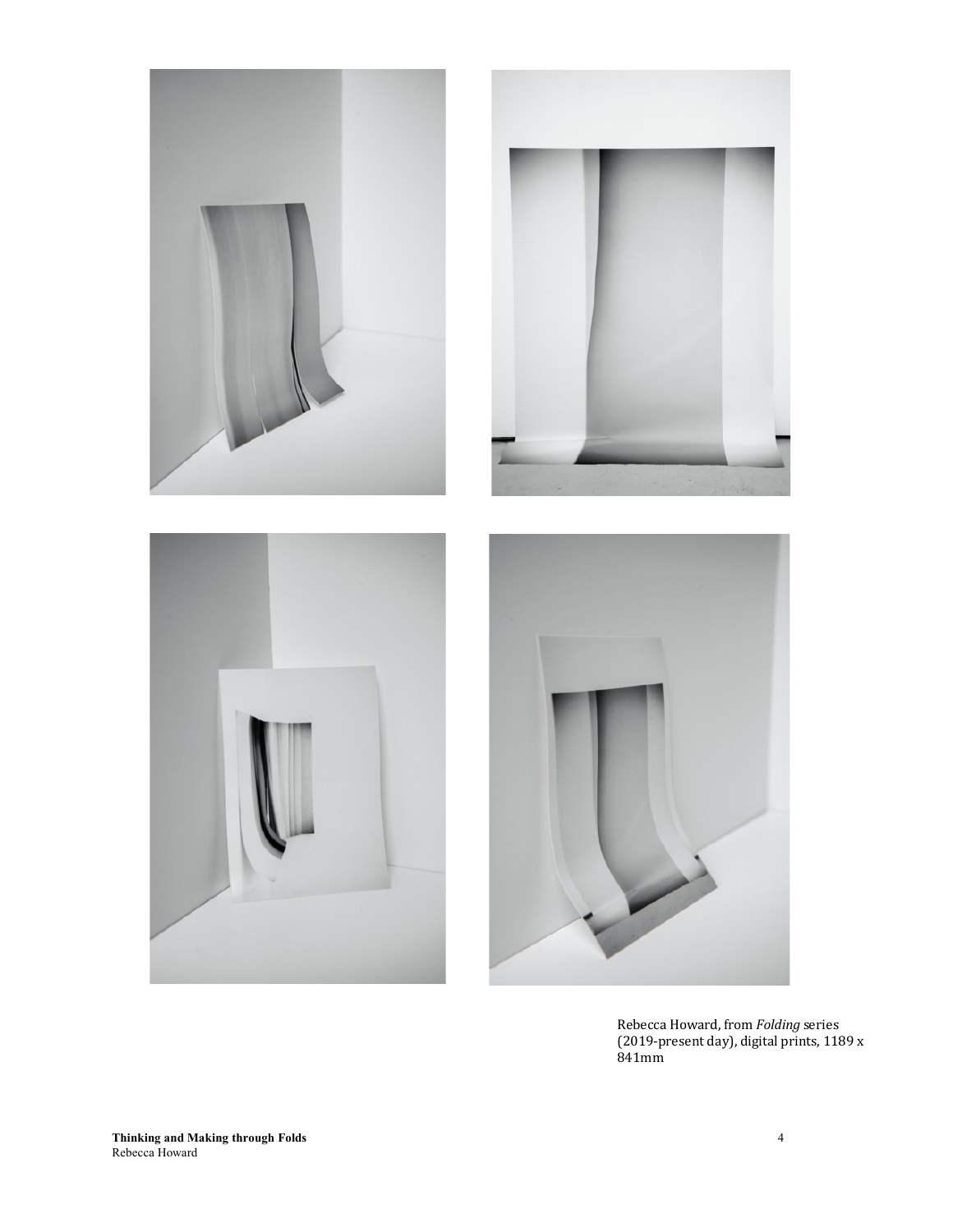Rebecca Howard, from *Folding* series (2019-present day), digital prints, 1189 x 841mm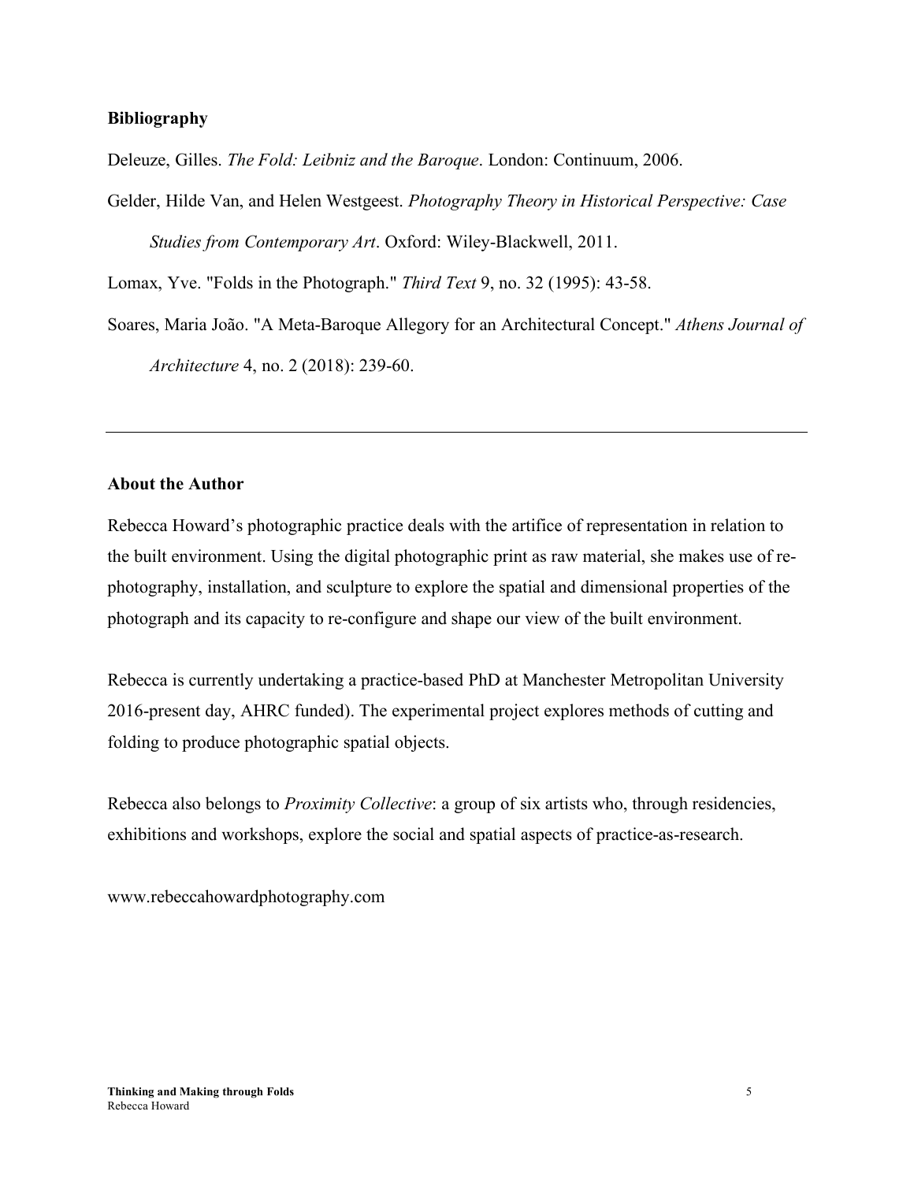## Bibliography

Deleuze, Gilles. *The Fold: Leibniz and the Baroque*. London: Continuum, 2006.

Gelder, Hilde Van, and Helen Westgeest. *Photography Theory in Historical Perspective: Case Studies from Contemporary Art*. Oxford: Wiley-Blackwell, 2011.

Lomax, Yve. "Folds in the Photograph." *Third Text* 9, no. 32 (1995): 43-58.

Soares, Maria João. "A Meta-Baroque Allegory for an Architectural Concept." *Athens Journal of Architecture* 4, no. 2 (2018): 239-60.

---

## About the Author

Rebecca Howard's photographic practice deals with the artifice of representation in relation to the built environment. Using the digital photographic print as raw material, she makes use of re-photography, installation, and sculpture to explore the spatial and dimensional properties of the photograph and its capacity to re-configure and shape our view of the built environment.

Rebecca is currently undertaking a practice-based PhD at Manchester Metropolitan University 2016-present day, AHRC funded). The experimental project explores methods of cutting and folding to produce photographic spatial objects.

Rebecca also belongs to *Proximity Collective*: a group of six artists who, through residencies, exhibitions and workshops, explore the social and spatial aspects of practice-as-research.

www.rebeccahowardphotography.com